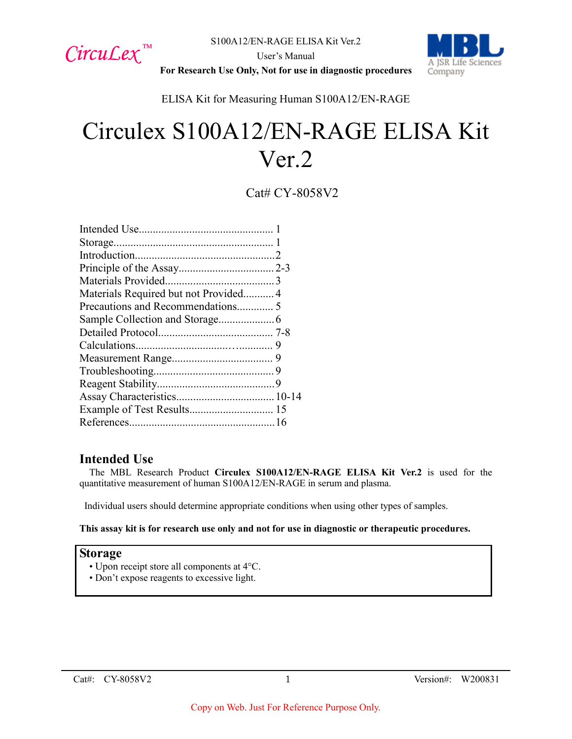CircuLex™

S100A12/EN-RAGE ELISA Kit Ver.2

User's Manual

**For Research Use Only, Not for use in diagnostic procedures**

MBL A JSR Life Sciences Company

ELISA Kit for Measuring Human S100A12/EN-RAGE

# Circulex S100A12/EN-RAGE ELISA Kit Ver.2

Cat# CY-8058V2

| | |
|---|---|
| Intended Use | 1 |
| Storage | 1 |
| Introduction | 2 |
| Principle of the Assay | 2-3 |
| Materials Provided | 3 |
| Materials Required but not Provided | 4 |
| Precautions and Recommendations | 5 |
| Sample Collection and Storage | 6 |
| Detailed Protocol | 7-8 |
| Calculations | 9 |
| Measurement Range | 9 |
| Troubleshooting | 9 |
| Reagent Stability | 9 |
| Assay Characteristics | 10-14 |
| Example of Test Results | 15 |
| References | 16 |

## Intended Use

The MBL Research Product **Circulex S100A12/EN-RAGE ELISA Kit Ver.2** is used for the quantitative measurement of human S100A12/EN-RAGE in serum and plasma.

Individual users should determine appropriate conditions when using other types of samples.

**This assay kit is for research use only and not for use in diagnostic or therapeutic procedures.**

## Storage

- Upon receipt store all components at 4°C.
- Don't expose reagents to excessive light.

Copy on Web. Just For Reference Purpose Only.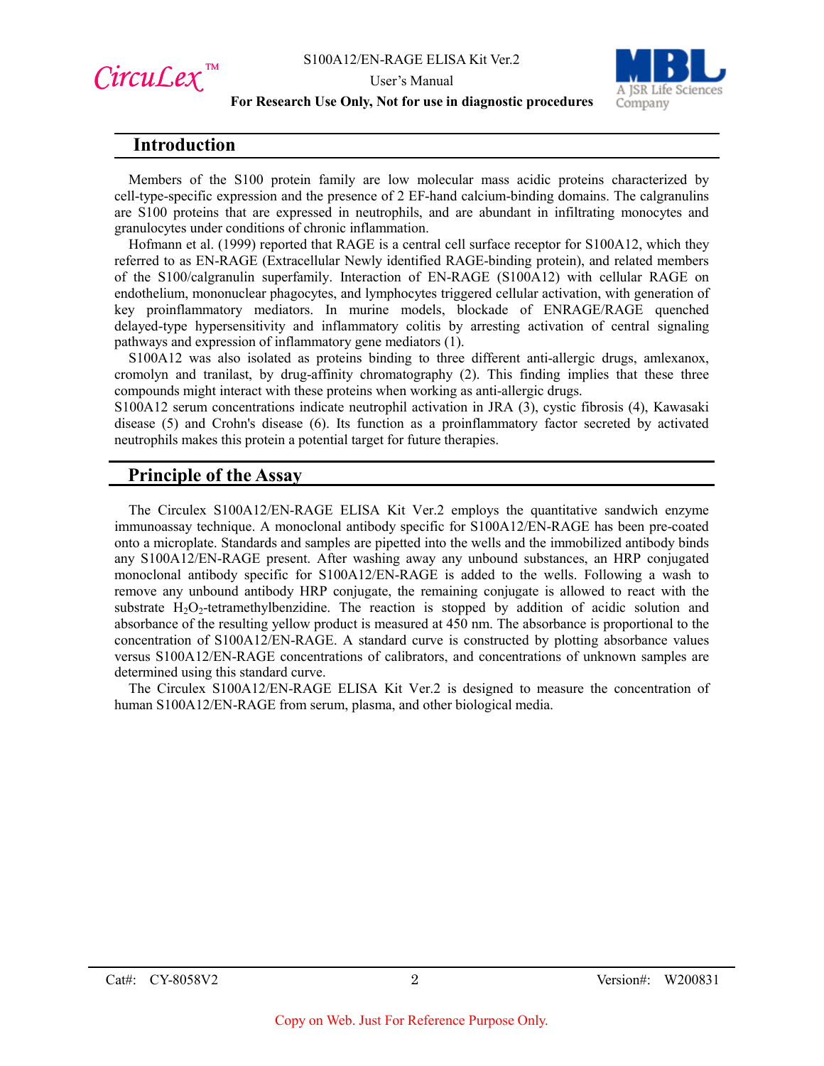## Introduction

Members of the S100 protein family are low molecular mass acidic proteins characterized by cell-type-specific expression and the presence of 2 EF-hand calcium-binding domains. The calgranulins are S100 proteins that are expressed in neutrophils, and are abundant in infiltrating monocytes and granulocytes under conditions of chronic inflammation.

Hofmann et al. (1999) reported that RAGE is a central cell surface receptor for S100A12, which they referred to as EN-RAGE (Extracellular Newly identified RAGE-binding protein), and related members of the S100/calgranulin superfamily. Interaction of EN-RAGE (S100A12) with cellular RAGE on endothelium, mononuclear phagocytes, and lymphocytes triggered cellular activation, with generation of key proinflammatory mediators. In murine models, blockade of ENRAGE/RAGE quenched delayed-type hypersensitivity and inflammatory colitis by arresting activation of central signaling pathways and expression of inflammatory gene mediators (1).

S100A12 was also isolated as proteins binding to three different anti-allergic drugs, amlexanox, cromolyn and tranilast, by drug-affinity chromatography (2). This finding implies that these three compounds might interact with these proteins when working as anti-allergic drugs.

S100A12 serum concentrations indicate neutrophil activation in JRA (3), cystic fibrosis (4), Kawasaki disease (5) and Crohn's disease (6). Its function as a proinflammatory factor secreted by activated neutrophils makes this protein a potential target for future therapies.

## Principle of the Assay

The Circulex S100A12/EN-RAGE ELISA Kit Ver.2 employs the quantitative sandwich enzyme immunoassay technique. A monoclonal antibody specific for S100A12/EN-RAGE has been pre-coated onto a microplate. Standards and samples are pipetted into the wells and the immobilized antibody binds any S100A12/EN-RAGE present. After washing away any unbound substances, an HRP conjugated monoclonal antibody specific for S100A12/EN-RAGE is added to the wells. Following a wash to remove any unbound antibody HRP conjugate, the remaining conjugate is allowed to react with the substrate $H_2O_2$-tetramethylbenzidine. The reaction is stopped by addition of acidic solution and absorbance of the resulting yellow product is measured at 450 nm. The absorbance is proportional to the concentration of S100A12/EN-RAGE. A standard curve is constructed by plotting absorbance values versus S100A12/EN-RAGE concentrations of calibrators, and concentrations of unknown samples are determined using this standard curve.

The Circulex S100A12/EN-RAGE ELISA Kit Ver.2 is designed to measure the concentration of human S100A12/EN-RAGE from serum, plasma, and other biological media.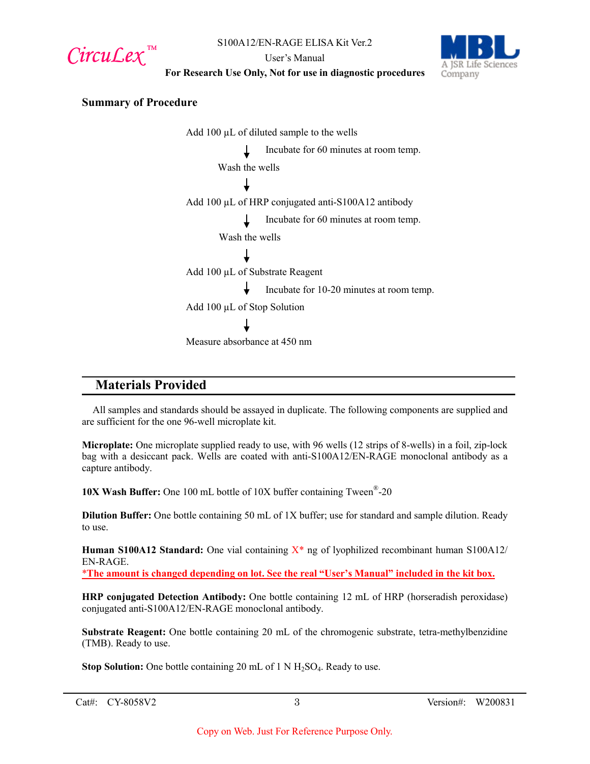### Summary of Procedure

Add 100 µL of diluted sample to the wells

↓ Incubate for 60 minutes at room temp.

Wash the wells

↓

Add 100 µL of HRP conjugated anti-S100A12 antibody

↓ Incubate for 60 minutes at room temp.

Wash the wells

↓

Add 100 µL of Substrate Reagent

↓ Incubate for 10-20 minutes at room temp.

Add 100 µL of Stop Solution

↓

Measure absorbance at 450 nm

## Materials Provided

All samples and standards should be assayed in duplicate. The following components are supplied and are sufficient for the one 96-well microplate kit.

**Microplate:** One microplate supplied ready to use, with 96 wells (12 strips of 8-wells) in a foil, zip-lock bag with a desiccant pack. Wells are coated with anti-S100A12/EN-RAGE monoclonal antibody as a capture antibody.

**10X Wash Buffer:** One 100 mL bottle of 10X buffer containing Tween®-20

**Dilution Buffer:** One bottle containing 50 mL of 1X buffer; use for standard and sample dilution. Ready to use.

**Human S100A12 Standard:** One vial containing X* ng of lyophilized recombinant human S100A12/EN-RAGE.

**\*The amount is changed depending on lot. See the real "User's Manual" included in the kit box.**

**HRP conjugated Detection Antibody:** One bottle containing 12 mL of HRP (horseradish peroxidase) conjugated anti-S100A12/EN-RAGE monoclonal antibody.

**Substrate Reagent:** One bottle containing 20 mL of the chromogenic substrate, tetra-methylbenzidine (TMB). Ready to use.

**Stop Solution:** One bottle containing 20 mL of 1 N $H_2SO_4$. Ready to use.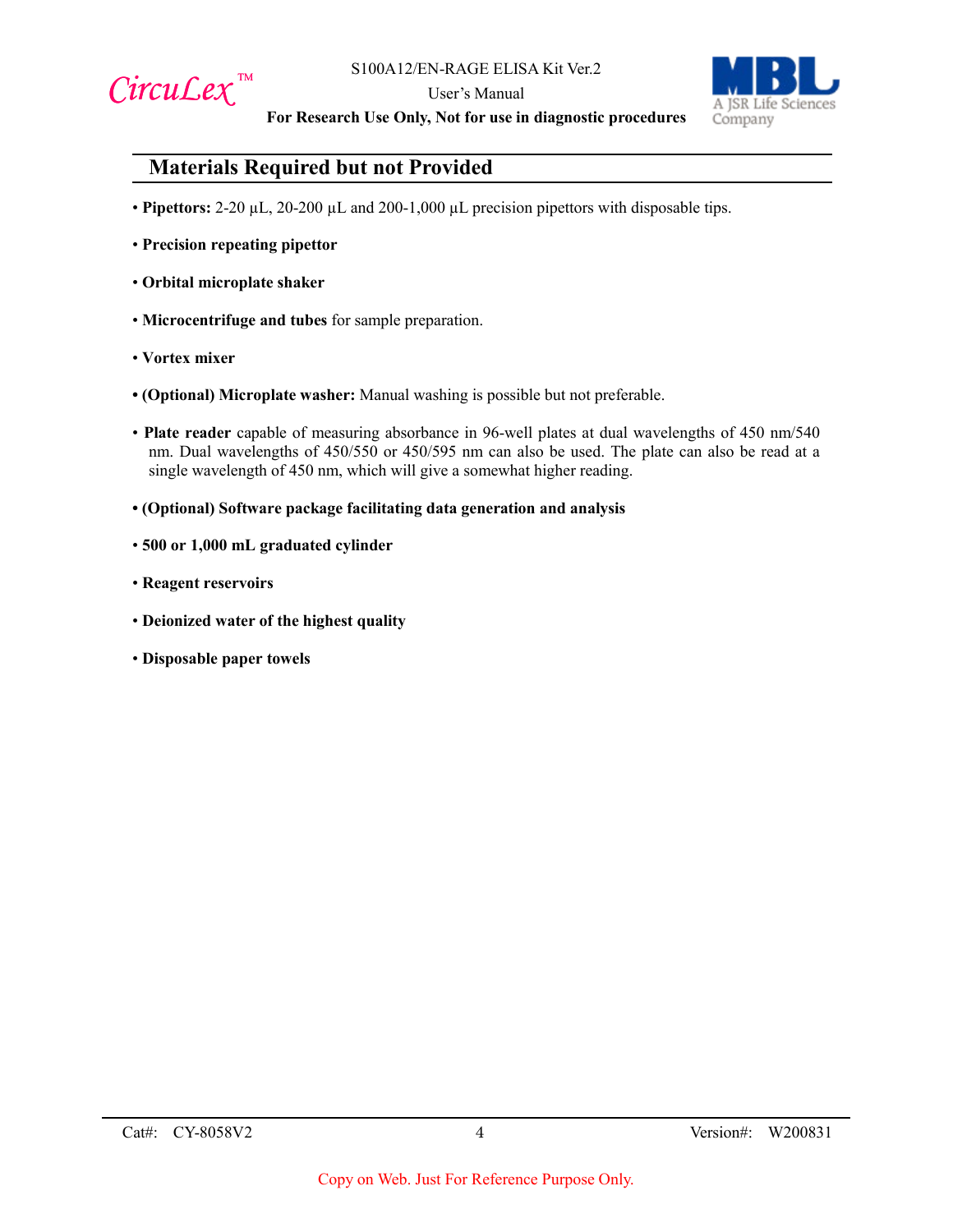## Materials Required but not Provided

- **Pipettors:** 2-20 µL, 20-200 µL and 200-1,000 µL precision pipettors with disposable tips.
- **Precision repeating pipettor**
- **Orbital microplate shaker**
- **Microcentrifuge and tubes** for sample preparation.
- **Vortex mixer**
- **(Optional) Microplate washer:** Manual washing is possible but not preferable.
- **Plate reader** capable of measuring absorbance in 96-well plates at dual wavelengths of 450 nm/540 nm. Dual wavelengths of 450/550 or 450/595 nm can also be used. The plate can also be read at a single wavelength of 450 nm, which will give a somewhat higher reading.
- **(Optional) Software package facilitating data generation and analysis**
- **500 or 1,000 mL graduated cylinder**
- **Reagent reservoirs**
- **Deionized water of the highest quality**
- **Disposable paper towels**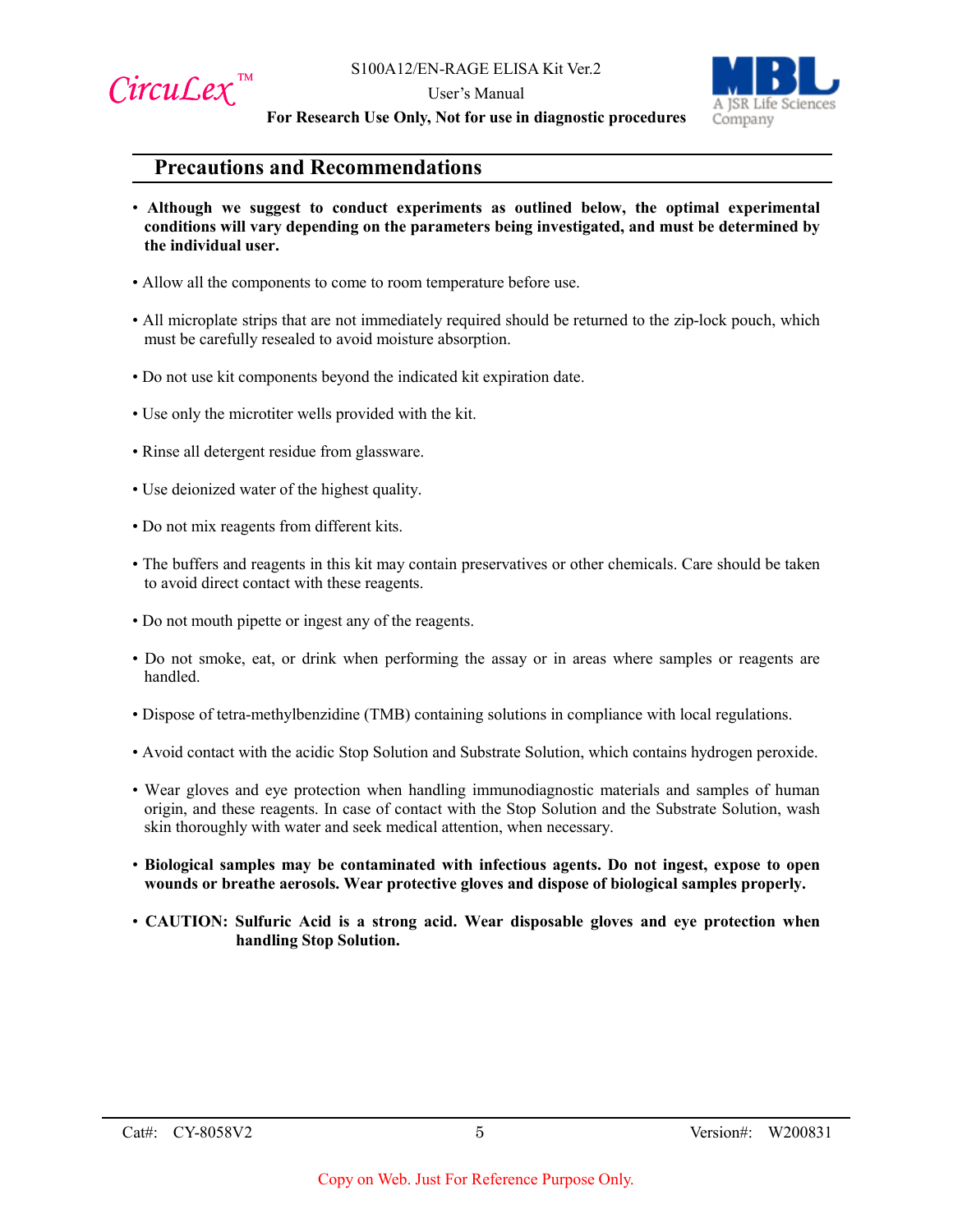## Precautions and Recommendations

- **Although we suggest to conduct experiments as outlined below, the optimal experimental conditions will vary depending on the parameters being investigated, and must be determined by the individual user.**
- Allow all the components to come to room temperature before use.
- All microplate strips that are not immediately required should be returned to the zip-lock pouch, which must be carefully resealed to avoid moisture absorption.
- Do not use kit components beyond the indicated kit expiration date.
- Use only the microtiter wells provided with the kit.
- Rinse all detergent residue from glassware.
- Use deionized water of the highest quality.
- Do not mix reagents from different kits.
- The buffers and reagents in this kit may contain preservatives or other chemicals. Care should be taken to avoid direct contact with these reagents.
- Do not mouth pipette or ingest any of the reagents.
- Do not smoke, eat, or drink when performing the assay or in areas where samples or reagents are handled.
- Dispose of tetra-methylbenzidine (TMB) containing solutions in compliance with local regulations.
- Avoid contact with the acidic Stop Solution and Substrate Solution, which contains hydrogen peroxide.
- Wear gloves and eye protection when handling immunodiagnostic materials and samples of human origin, and these reagents. In case of contact with the Stop Solution and the Substrate Solution, wash skin thoroughly with water and seek medical attention, when necessary.
- **Biological samples may be contaminated with infectious agents. Do not ingest, expose to open wounds or breathe aerosols. Wear protective gloves and dispose of biological samples properly.**
- **CAUTION: Sulfuric Acid is a strong acid. Wear disposable gloves and eye protection when handling Stop Solution.**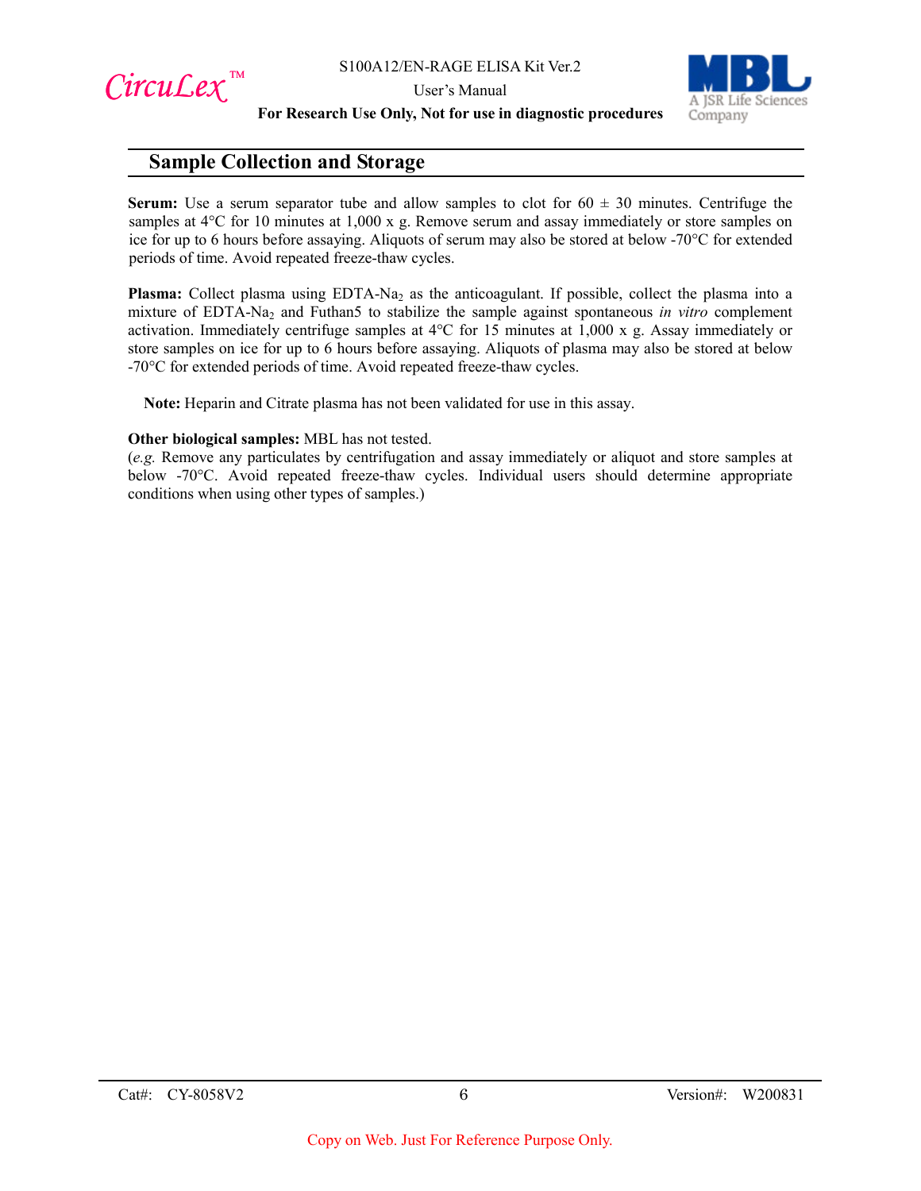## Sample Collection and Storage

**Serum:** Use a serum separator tube and allow samples to clot for 60 ± 30 minutes. Centrifuge the samples at 4°C for 10 minutes at 1,000 x g. Remove serum and assay immediately or store samples on ice for up to 6 hours before assaying. Aliquots of serum may also be stored at below -70°C for extended periods of time. Avoid repeated freeze-thaw cycles.

**Plasma:** Collect plasma using EDTA-$Na_2$ as the anticoagulant. If possible, collect the plasma into a mixture of EDTA-$Na_2$ and Futhan5 to stabilize the sample against spontaneous *in vitro* complement activation. Immediately centrifuge samples at 4°C for 15 minutes at 1,000 x g. Assay immediately or store samples on ice for up to 6 hours before assaying. Aliquots of plasma may also be stored at below -70°C for extended periods of time. Avoid repeated freeze-thaw cycles.

**Note:** Heparin and Citrate plasma has not been validated for use in this assay.

**Other biological samples:** MBL has not tested.
(*e.g.* Remove any particulates by centrifugation and assay immediately or aliquot and store samples at below -70°C. Avoid repeated freeze-thaw cycles. Individual users should determine appropriate conditions when using other types of samples.)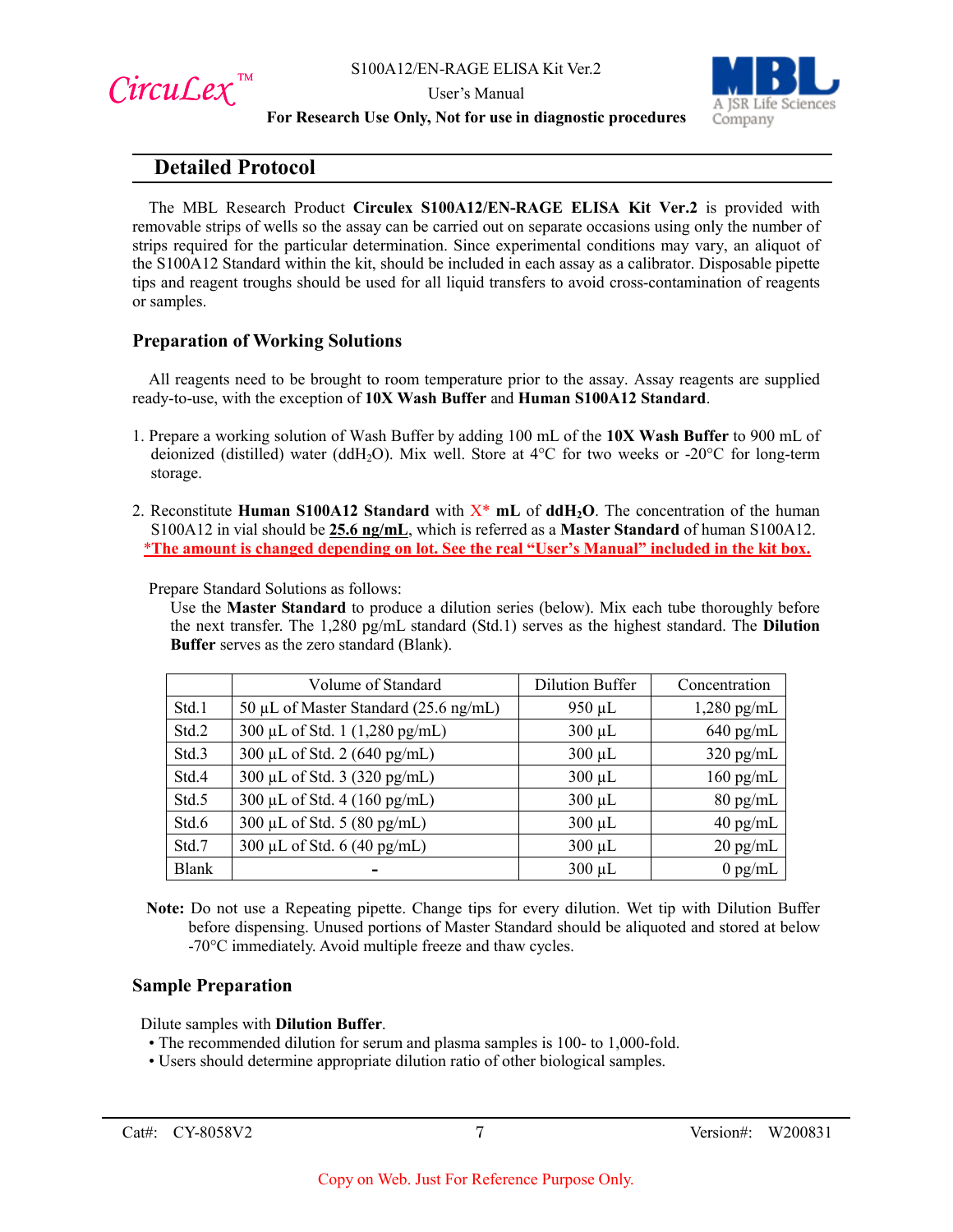## Detailed Protocol

The MBL Research Product **Circulex S100A12/EN-RAGE ELISA Kit Ver.2** is provided with removable strips of wells so the assay can be carried out on separate occasions using only the number of strips required for the particular determination. Since experimental conditions may vary, an aliquot of the S100A12 Standard within the kit, should be included in each assay as a calibrator. Disposable pipette tips and reagent troughs should be used for all liquid transfers to avoid cross-contamination of reagents or samples.

### Preparation of Working Solutions

All reagents need to be brought to room temperature prior to the assay. Assay reagents are supplied ready-to-use, with the exception of **10X Wash Buffer** and **Human S100A12 Standard**.

1. Prepare a working solution of Wash Buffer by adding 100 mL of the **10X Wash Buffer** to 900 mL of deionized (distilled) water ($ddH_2O$). Mix well. Store at 4°C for two weeks or -20°C for long-term storage.

2. Reconstitute **Human S100A12 Standard** with X* **mL** of **$ddH_2O$**. The concentration of the human S100A12 in vial should be **25.6 ng/mL**, which is referred as a **Master Standard** of human S100A12.
   **\*The amount is changed depending on lot. See the real "User's Manual" included in the kit box.**

   Prepare Standard Solutions as follows:
   Use the **Master Standard** to produce a dilution series (below). Mix each tube thoroughly before the next transfer. The 1,280 pg/mL standard (Std.1) serves as the highest standard. The **Dilution Buffer** serves as the zero standard (Blank).

| | Volume of Standard | Dilution Buffer | Concentration |
|---|---|---|---|
| Std.1 | 50 µL of Master Standard (25.6 ng/mL) | 950 µL | 1,280 pg/mL |
| Std.2 | 300 µL of Std. 1 (1,280 pg/mL) | 300 µL | 640 pg/mL |
| Std.3 | 300 µL of Std. 2 (640 pg/mL) | 300 µL | 320 pg/mL |
| Std.4 | 300 µL of Std. 3 (320 pg/mL) | 300 µL | 160 pg/mL |
| Std.5 | 300 µL of Std. 4 (160 pg/mL) | 300 µL | 80 pg/mL |
| Std.6 | 300 µL of Std. 5 (80 pg/mL) | 300 µL | 40 pg/mL |
| Std.7 | 300 µL of Std. 6 (40 pg/mL) | 300 µL | 20 pg/mL |
| Blank | - | 300 µL | 0 pg/mL |

**Note:** Do not use a Repeating pipette. Change tips for every dilution. Wet tip with Dilution Buffer before dispensing. Unused portions of Master Standard should be aliquoted and stored at below -70°C immediately. Avoid multiple freeze and thaw cycles.

### Sample Preparation

Dilute samples with **Dilution Buffer**.

- The recommended dilution for serum and plasma samples is 100- to 1,000-fold.
- Users should determine appropriate dilution ratio of other biological samples.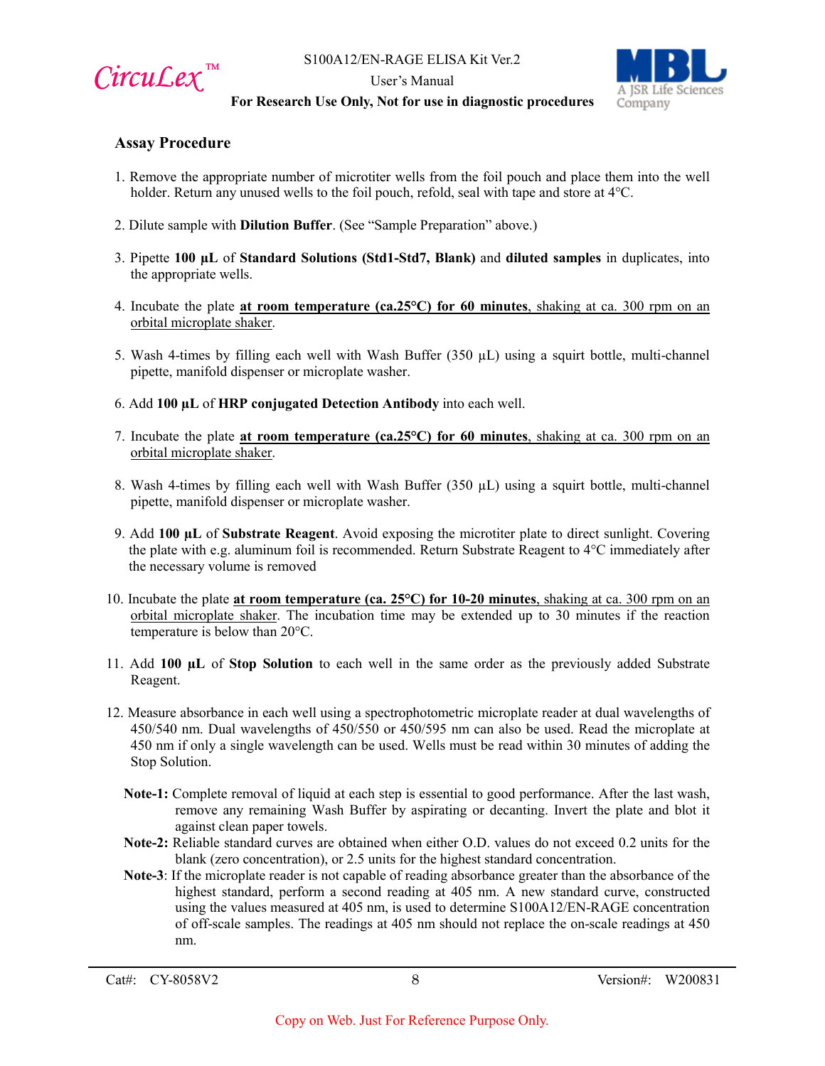## Assay Procedure

1. Remove the appropriate number of microtiter wells from the foil pouch and place them into the well holder. Return any unused wells to the foil pouch, refold, seal with tape and store at 4°C.

2. Dilute sample with **Dilution Buffer**. (See "Sample Preparation" above.)

3. Pipette **100 µL** of **Standard Solutions (Std1-Std7, Blank)** and **diluted samples** in duplicates, into the appropriate wells.

4. Incubate the plate **at room temperature (ca.25°C) for 60 minutes**, shaking at ca. 300 rpm on an orbital microplate shaker.

5. Wash 4-times by filling each well with Wash Buffer (350 µL) using a squirt bottle, multi-channel pipette, manifold dispenser or microplate washer.

6. Add **100 µL** of **HRP conjugated Detection Antibody** into each well.

7. Incubate the plate **at room temperature (ca.25°C) for 60 minutes**, shaking at ca. 300 rpm on an orbital microplate shaker.

8. Wash 4-times by filling each well with Wash Buffer (350 µL) using a squirt bottle, multi-channel pipette, manifold dispenser or microplate washer.

9. Add **100 µL** of **Substrate Reagent**. Avoid exposing the microtiter plate to direct sunlight. Covering the plate with e.g. aluminum foil is recommended. Return Substrate Reagent to 4°C immediately after the necessary volume is removed

10. Incubate the plate **at room temperature (ca. 25°C) for 10-20 minutes**, shaking at ca. 300 rpm on an orbital microplate shaker. The incubation time may be extended up to 30 minutes if the reaction temperature is below than 20°C.

11. Add **100 µL** of **Stop Solution** to each well in the same order as the previously added Substrate Reagent.

12. Measure absorbance in each well using a spectrophotometric microplate reader at dual wavelengths of 450/540 nm. Dual wavelengths of 450/550 or 450/595 nm can also be used. Read the microplate at 450 nm if only a single wavelength can be used. Wells must be read within 30 minutes of adding the Stop Solution.

**Note-1:** Complete removal of liquid at each step is essential to good performance. After the last wash, remove any remaining Wash Buffer by aspirating or decanting. Invert the plate and blot it against clean paper towels.

**Note-2:** Reliable standard curves are obtained when either O.D. values do not exceed 0.2 units for the blank (zero concentration), or 2.5 units for the highest standard concentration.

**Note-3**: If the microplate reader is not capable of reading absorbance greater than the absorbance of the highest standard, perform a second reading at 405 nm. A new standard curve, constructed using the values measured at 405 nm, is used to determine S100A12/EN-RAGE concentration of off-scale samples. The readings at 405 nm should not replace the on-scale readings at 450 nm.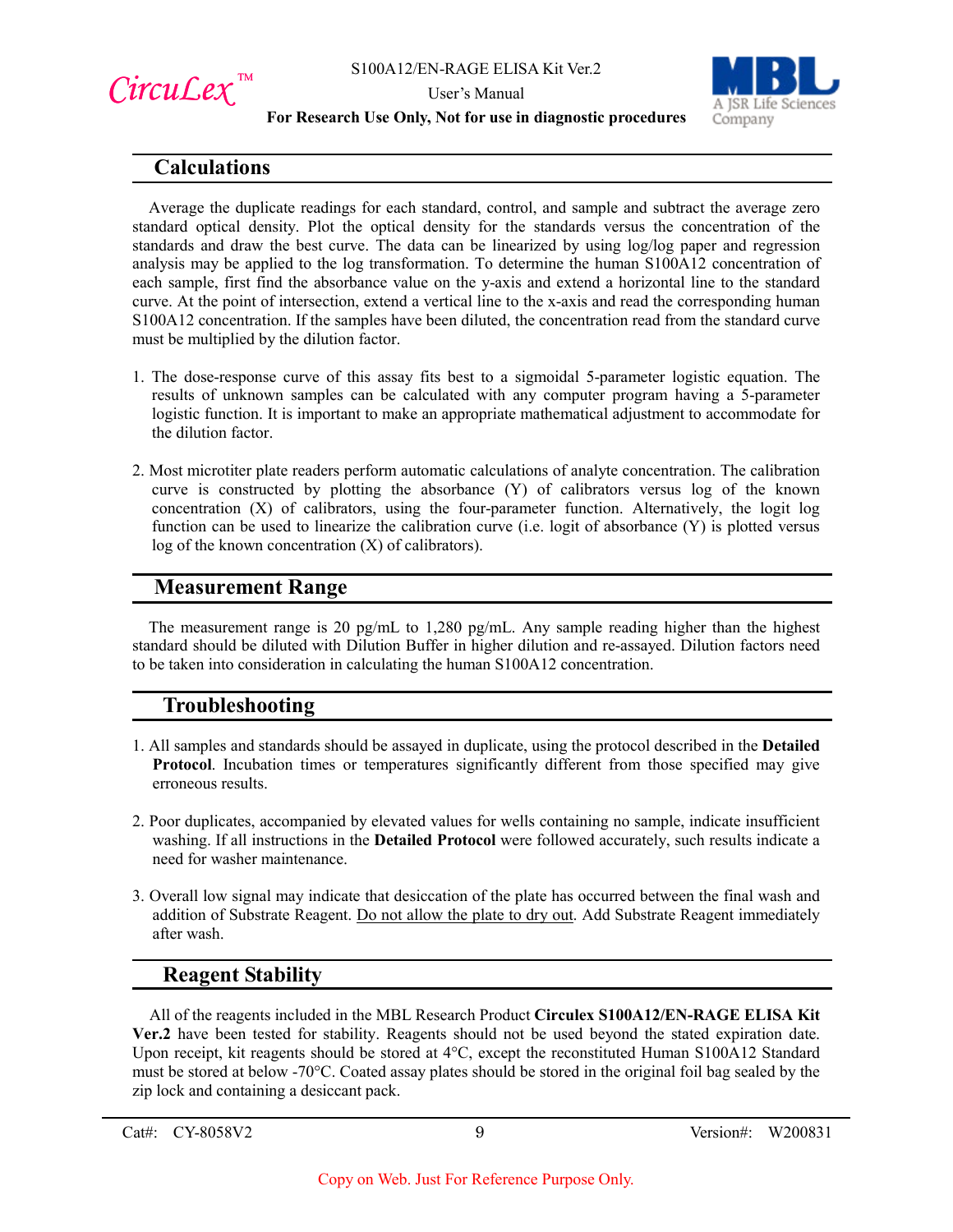## Calculations

Average the duplicate readings for each standard, control, and sample and subtract the average zero standard optical density. Plot the optical density for the standards versus the concentration of the standards and draw the best curve. The data can be linearized by using log/log paper and regression analysis may be applied to the log transformation. To determine the human S100A12 concentration of each sample, first find the absorbance value on the y-axis and extend a horizontal line to the standard curve. At the point of intersection, extend a vertical line to the x-axis and read the corresponding human S100A12 concentration. If the samples have been diluted, the concentration read from the standard curve must be multiplied by the dilution factor.

1. The dose-response curve of this assay fits best to a sigmoidal 5-parameter logistic equation. The results of unknown samples can be calculated with any computer program having a 5-parameter logistic function. It is important to make an appropriate mathematical adjustment to accommodate for the dilution factor.

2. Most microtiter plate readers perform automatic calculations of analyte concentration. The calibration curve is constructed by plotting the absorbance (Y) of calibrators versus log of the known concentration (X) of calibrators, using the four-parameter function. Alternatively, the logit log function can be used to linearize the calibration curve (i.e. logit of absorbance (Y) is plotted versus log of the known concentration (X) of calibrators).

## Measurement Range

The measurement range is 20 pg/mL to 1,280 pg/mL. Any sample reading higher than the highest standard should be diluted with Dilution Buffer in higher dilution and re-assayed. Dilution factors need to be taken into consideration in calculating the human S100A12 concentration.

## Troubleshooting

1. All samples and standards should be assayed in duplicate, using the protocol described in the **Detailed Protocol**. Incubation times or temperatures significantly different from those specified may give erroneous results.

2. Poor duplicates, accompanied by elevated values for wells containing no sample, indicate insufficient washing. If all instructions in the **Detailed Protocol** were followed accurately, such results indicate a need for washer maintenance.

3. Overall low signal may indicate that desiccation of the plate has occurred between the final wash and addition of Substrate Reagent. Do not allow the plate to dry out. Add Substrate Reagent immediately after wash.

## Reagent Stability

All of the reagents included in the MBL Research Product **Circulex S100A12/EN-RAGE ELISA Kit Ver.2** have been tested for stability. Reagents should not be used beyond the stated expiration date. Upon receipt, kit reagents should be stored at 4°C, except the reconstituted Human S100A12 Standard must be stored at below -70°C. Coated assay plates should be stored in the original foil bag sealed by the zip lock and containing a desiccant pack.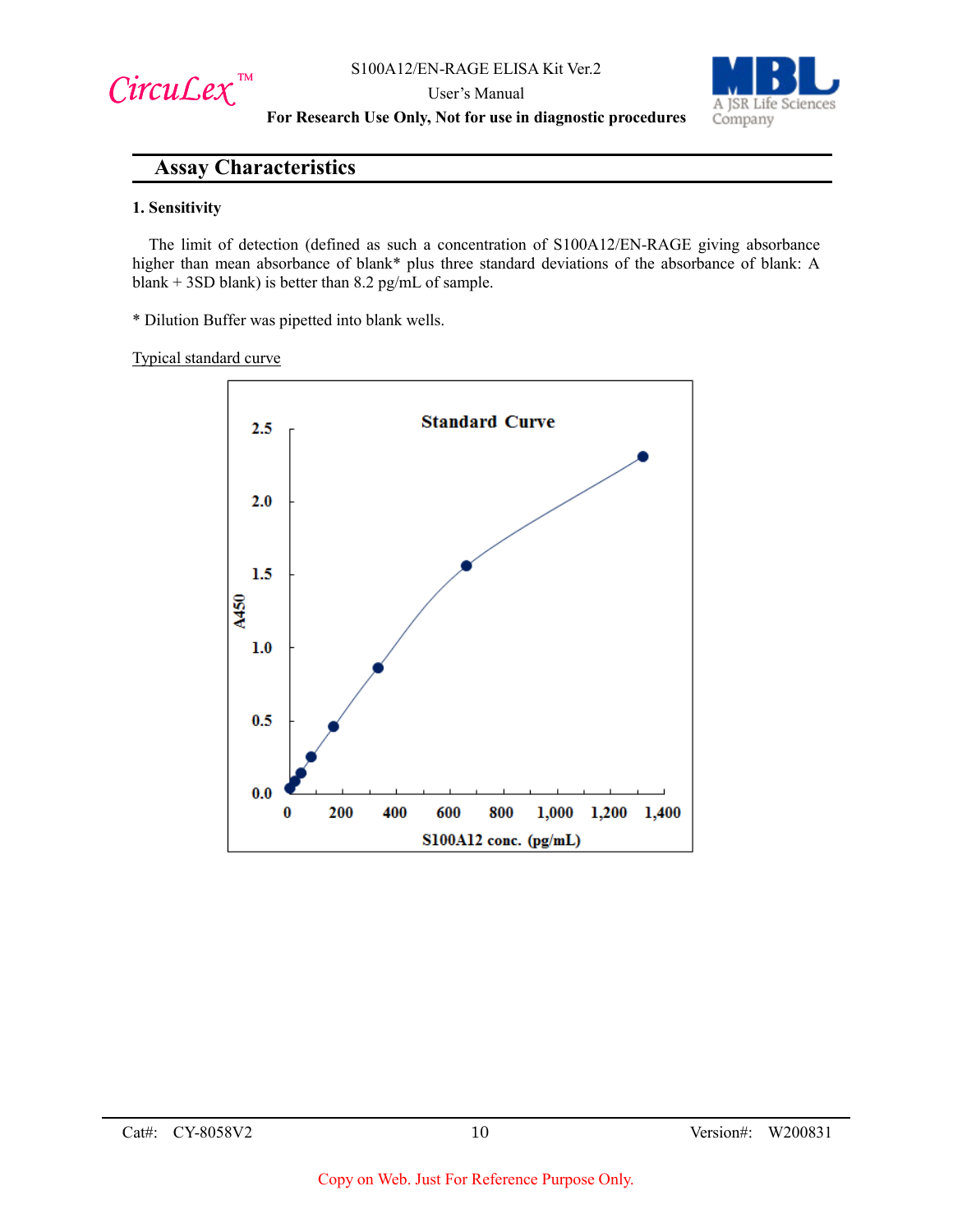## Assay Characteristics

**1. Sensitivity**

The limit of detection (defined as such a concentration of S100A12/EN-RAGE giving absorbance higher than mean absorbance of blank* plus three standard deviations of the absorbance of blank: A blank + 3SD blank) is better than 8.2 pg/mL of sample.

* Dilution Buffer was pipetted into blank wells.

Typical standard curve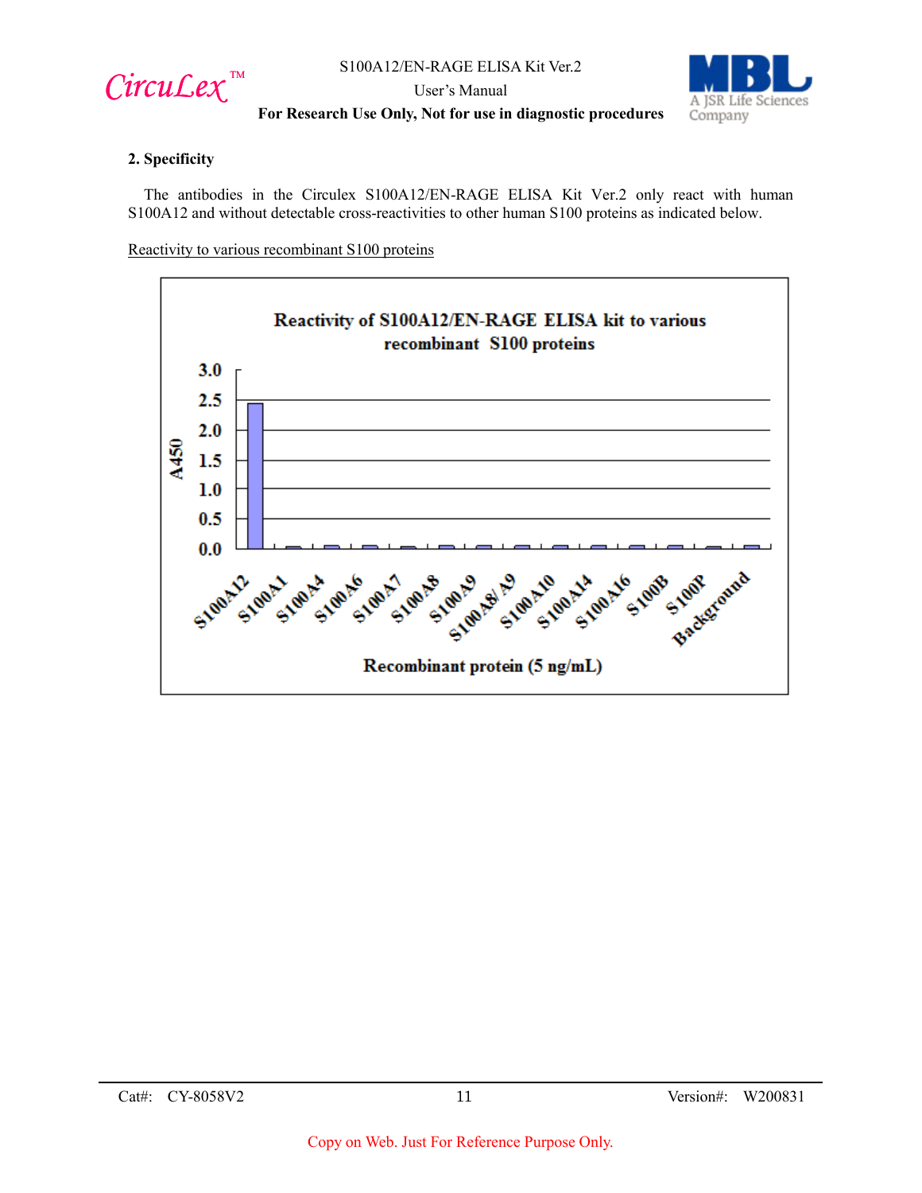## 2. Specificity

The antibodies in the Circulex S100A12/EN-RAGE ELISA Kit Ver.2 only react with human S100A12 and without detectable cross-reactivities to other human S100 proteins as indicated below.

Reactivity to various recombinant S100 proteins

**Reactivity of S100A12/EN-RAGE ELISA kit to various recombinant S100 proteins**

A450

S100A12, S100A1, S100A4, S100A6, S100A7, S100A8, S100A9, S100A8/A9, S100A10, S100A14, S100A16, S100B, S100P, Background

Recombinant protein (5 ng/mL)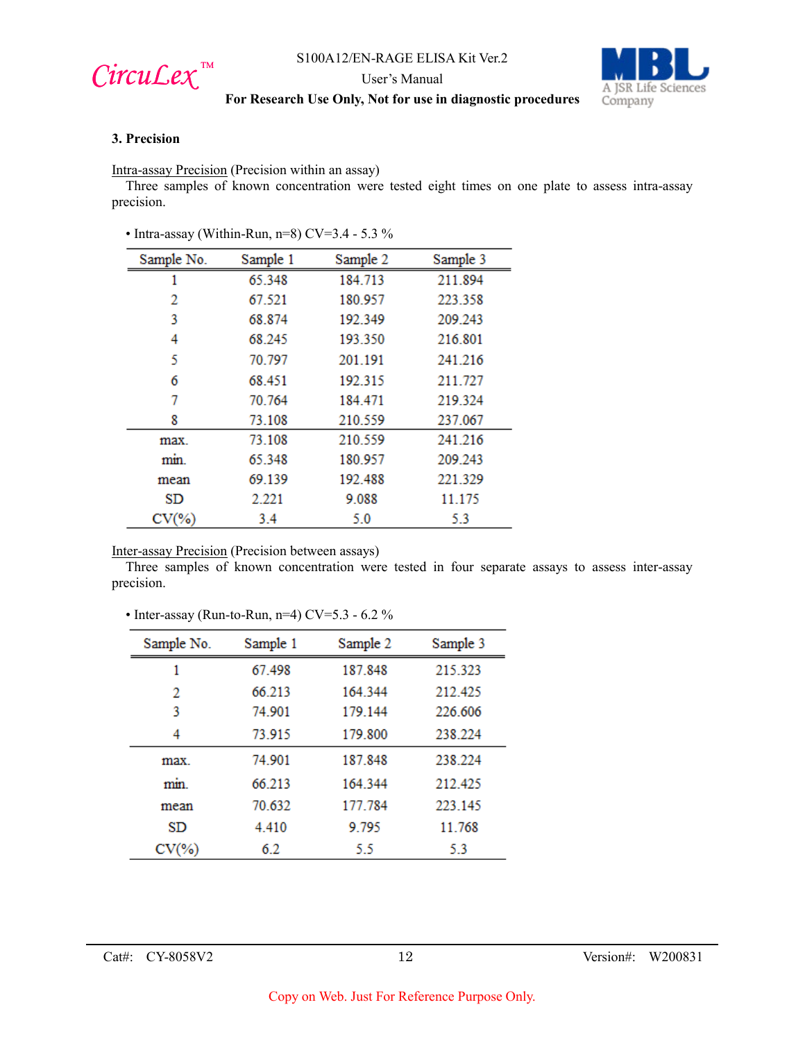### 3. Precision

Intra-assay Precision (Precision within an assay)

Three samples of known concentration were tested eight times on one plate to assess intra-assay precision.

• Intra-assay (Within-Run, n=8) CV=3.4 - 5.3 %

| Sample No. | Sample 1 | Sample 2 | Sample 3 |
|---|---|---|---|
| 1 | 65.348 | 184.713 | 211.894 |
| 2 | 67.521 | 180.957 | 223.358 |
| 3 | 68.874 | 192.349 | 209.243 |
| 4 | 68.245 | 193.350 | 216.801 |
| 5 | 70.797 | 201.191 | 241.216 |
| 6 | 68.451 | 192.315 | 211.727 |
| 7 | 70.764 | 184.471 | 219.324 |
| 8 | 73.108 | 210.559 | 237.067 |
| max. | 73.108 | 210.559 | 241.216 |
| min. | 65.348 | 180.957 | 209.243 |
| mean | 69.139 | 192.488 | 221.329 |
| SD | 2.221 | 9.088 | 11.175 |
| CV(%) | 3.4 | 5.0 | 5.3 |

Inter-assay Precision (Precision between assays)

Three samples of known concentration were tested in four separate assays to assess inter-assay precision.

• Inter-assay (Run-to-Run, n=4) CV=5.3 - 6.2 %

| Sample No. | Sample 1 | Sample 2 | Sample 3 |
|---|---|---|---|
| 1 | 67.498 | 187.848 | 215.323 |
| 2 | 66.213 | 164.344 | 212.425 |
| 3 | 74.901 | 179.144 | 226.606 |
| 4 | 73.915 | 179.800 | 238.224 |
| max. | 74.901 | 187.848 | 238.224 |
| min. | 66.213 | 164.344 | 212.425 |
| mean | 70.632 | 177.784 | 223.145 |
| SD | 4.410 | 9.795 | 11.768 |
| CV(%) | 6.2 | 5.5 | 5.3 |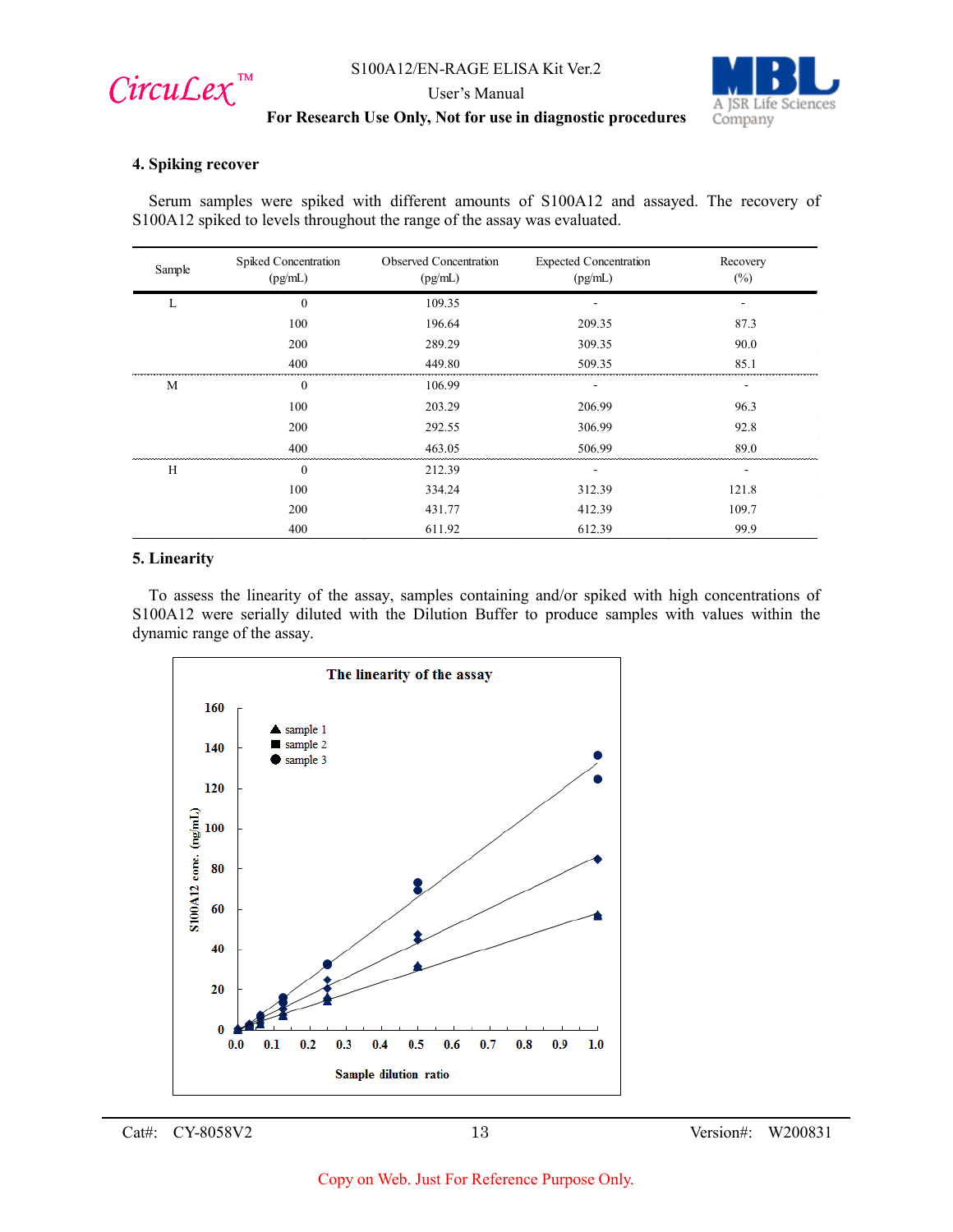## 4. Spiking recover

Serum samples were spiked with different amounts of S100A12 and assayed. The recovery of S100A12 spiked to levels throughout the range of the assay was evaluated.

| Sample | Spiked Concentration (pg/mL) | Observed Concentration (pg/mL) | Expected Concentration (pg/mL) | Recovery (%) |
|---|---|---|---|---|
| L | 0 | 109.35 | - | - |
| | 100 | 196.64 | 209.35 | 87.3 |
| | 200 | 289.29 | 309.35 | 90.0 |
| | 400 | 449.80 | 509.35 | 85.1 |
| M | 0 | 106.99 | - | - |
| | 100 | 203.29 | 206.99 | 96.3 |
| | 200 | 292.55 | 306.99 | 92.8 |
| | 400 | 463.05 | 506.99 | 89.0 |
| H | 0 | 212.39 | - | - |
| | 100 | 334.24 | 312.39 | 121.8 |
| | 200 | 431.77 | 412.39 | 109.7 |
| | 400 | 611.92 | 612.39 | 99.9 |

## 5. Linearity

To assess the linearity of the assay, samples containing and/or spiked with high concentrations of S100A12 were serially diluted with the Dilution Buffer to produce samples with values within the dynamic range of the assay.

**The linearity of the assay**

(Chart: S100A12 conc. (ng/mL) vs. Sample dilution ratio; sample 1, sample 2, sample 3)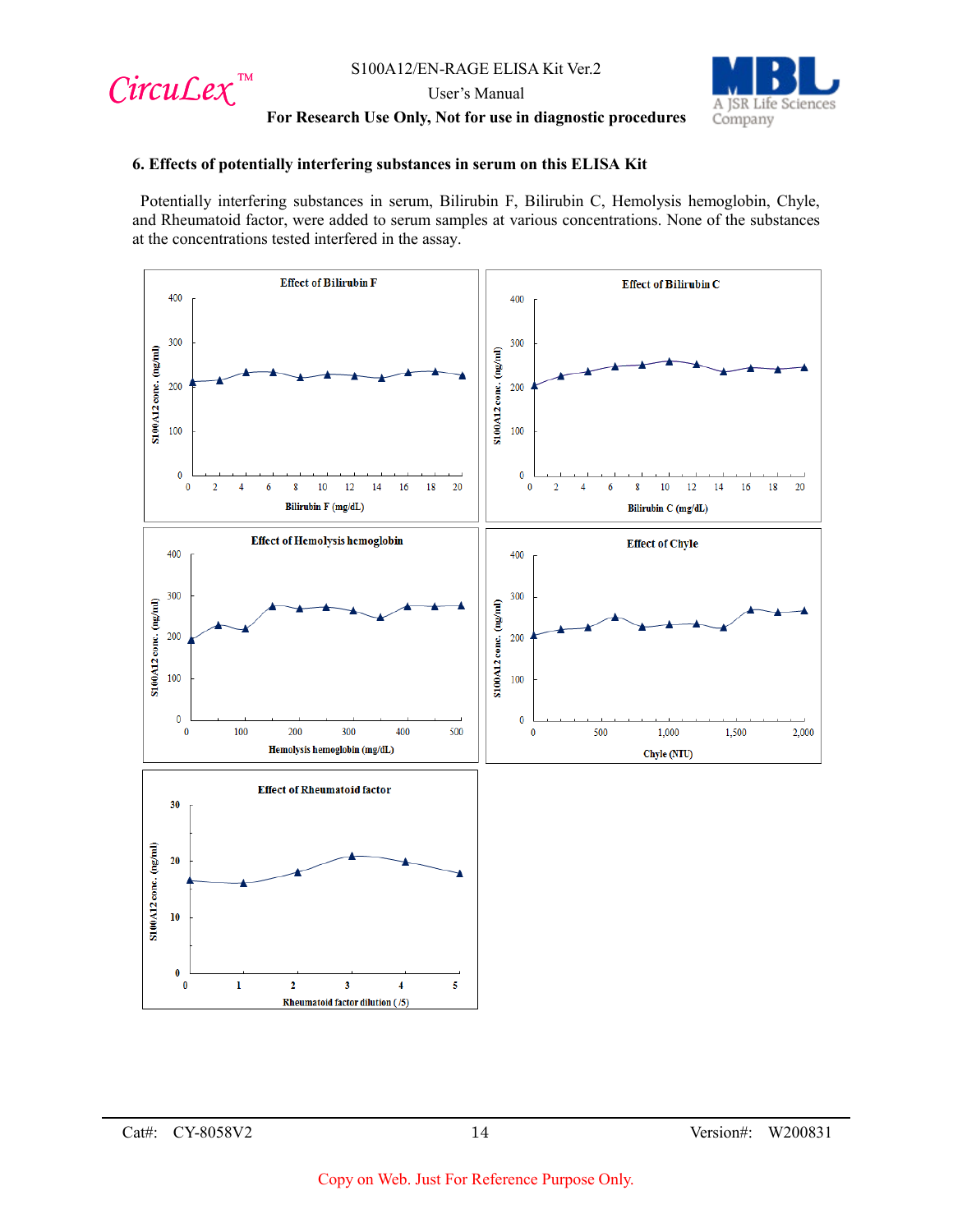## 6. Effects of potentially interfering substances in serum on this ELISA Kit

Potentially interfering substances in serum, Bilirubin F, Bilirubin C, Hemolysis hemoglobin, Chyle, and Rheumatoid factor, were added to serum samples at various concentrations. None of the substances at the concentrations tested interfered in the assay.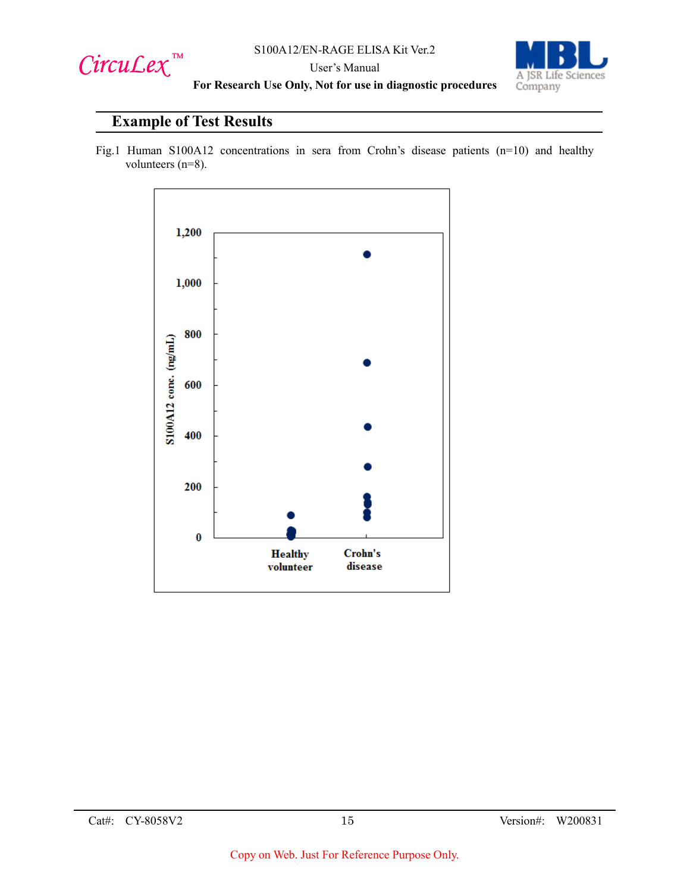## Example of Test Results

Fig.1 Human S100A12 concentrations in sera from Crohn's disease patients (n=10) and healthy volunteers (n=8).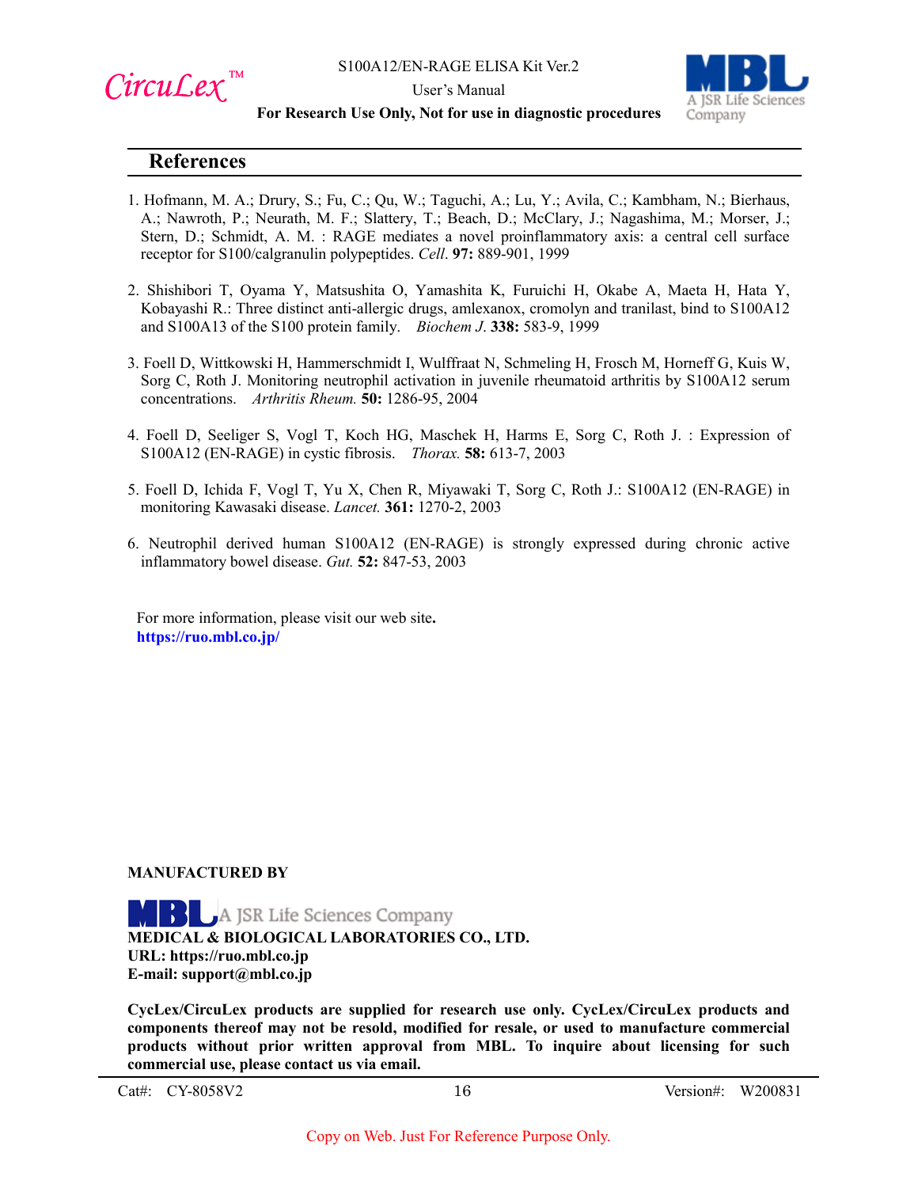## References

1. Hofmann, M. A.; Drury, S.; Fu, C.; Qu, W.; Taguchi, A.; Lu, Y.; Avila, C.; Kambham, N.; Bierhaus, A.; Nawroth, P.; Neurath, M. F.; Slattery, T.; Beach, D.; McClary, J.; Nagashima, M.; Morser, J.; Stern, D.; Schmidt, A. M. : RAGE mediates a novel proinflammatory axis: a central cell surface receptor for S100/calgranulin polypeptides. *Cell*. **97:** 889-901, 1999

2. Shishibori T, Oyama Y, Matsushita O, Yamashita K, Furuichi H, Okabe A, Maeta H, Hata Y, Kobayashi R.: Three distinct anti-allergic drugs, amlexanox, cromolyn and tranilast, bind to S100A12 and S100A13 of the S100 protein family. *Biochem J*. **338:** 583-9, 1999

3. Foell D, Wittkowski H, Hammerschmidt I, Wulffraat N, Schmeling H, Frosch M, Horneff G, Kuis W, Sorg C, Roth J. Monitoring neutrophil activation in juvenile rheumatoid arthritis by S100A12 serum concentrations. *Arthritis Rheum.* **50:** 1286-95, 2004

4. Foell D, Seeliger S, Vogl T, Koch HG, Maschek H, Harms E, Sorg C, Roth J. : Expression of S100A12 (EN-RAGE) in cystic fibrosis. *Thorax.* **58:** 613-7, 2003

5. Foell D, Ichida F, Vogl T, Yu X, Chen R, Miyawaki T, Sorg C, Roth J.: S100A12 (EN-RAGE) in monitoring Kawasaki disease. *Lancet.* **361:** 1270-2, 2003

6. Neutrophil derived human S100A12 (EN-RAGE) is strongly expressed during chronic active inflammatory bowel disease. *Gut.* **52:** 847-53, 2003

For more information, please visit our web site**.**
**https://ruo.mbl.co.jp/**

**MANUFACTURED BY**

MBL A JSR Life Sciences Company
**MEDICAL & BIOLOGICAL LABORATORIES CO., LTD.**
**URL: https://ruo.mbl.co.jp**
**E-mail: support@mbl.co.jp**

**CycLex/CircuLex products are supplied for research use only. CycLex/CircuLex products and components thereof may not be resold, modified for resale, or used to manufacture commercial products without prior written approval from MBL. To inquire about licensing for such commercial use, please contact us via email.**